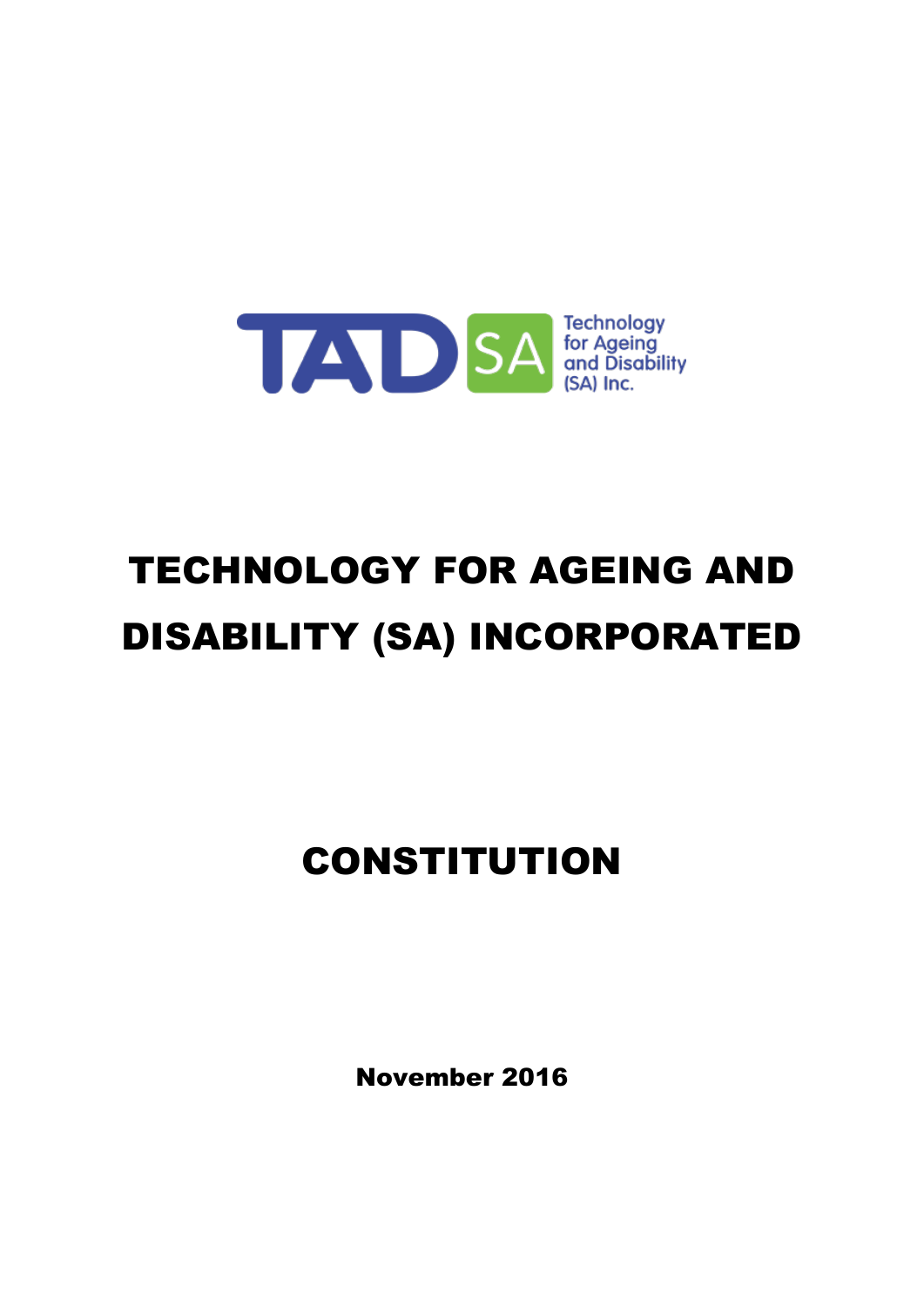# TECHNOLOGY FOR AGEING AND DISABILITY (SA) INCORPORATED

# CONSTITUTION

**November 2016**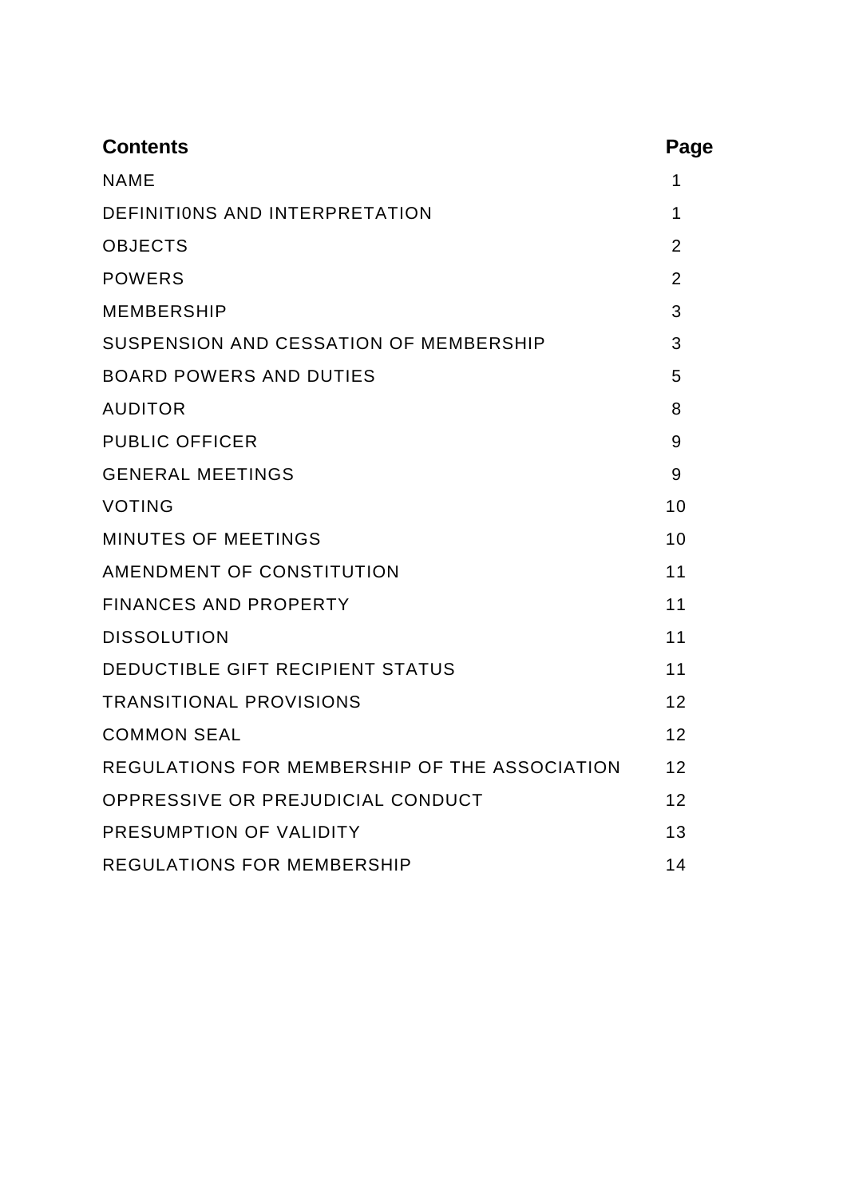| Contents | Page |
| --- | --- |
| NAME | 1 |
| DEFINITI0NS AND INTERPRETATION | 1 |
| OBJECTS | 2 |
| POWERS | 2 |
| MEMBERSHIP | 3 |
| SUSPENSION AND CESSATION OF MEMBERSHIP | 3 |
| BOARD POWERS AND DUTIES | 5 |
| AUDITOR | 8 |
| PUBLIC OFFICER | 9 |
| GENERAL MEETINGS | 9 |
| VOTING | 10 |
| MINUTES OF MEETINGS | 10 |
| AMENDMENT OF CONSTITUTION | 11 |
| FINANCES AND PROPERTY | 11 |
| DISSOLUTION | 11 |
| DEDUCTIBLE GIFT RECIPIENT STATUS | 11 |
| TRANSITIONAL PROVISIONS | 12 |
| COMMON SEAL | 12 |
| REGULATIONS FOR MEMBERSHIP OF THE ASSOCIATION | 12 |
| OPPRESSIVE OR PREJUDICIAL CONDUCT | 12 |
| PRESUMPTION OF VALIDITY | 13 |
| REGULATIONS FOR MEMBERSHIP | 14 |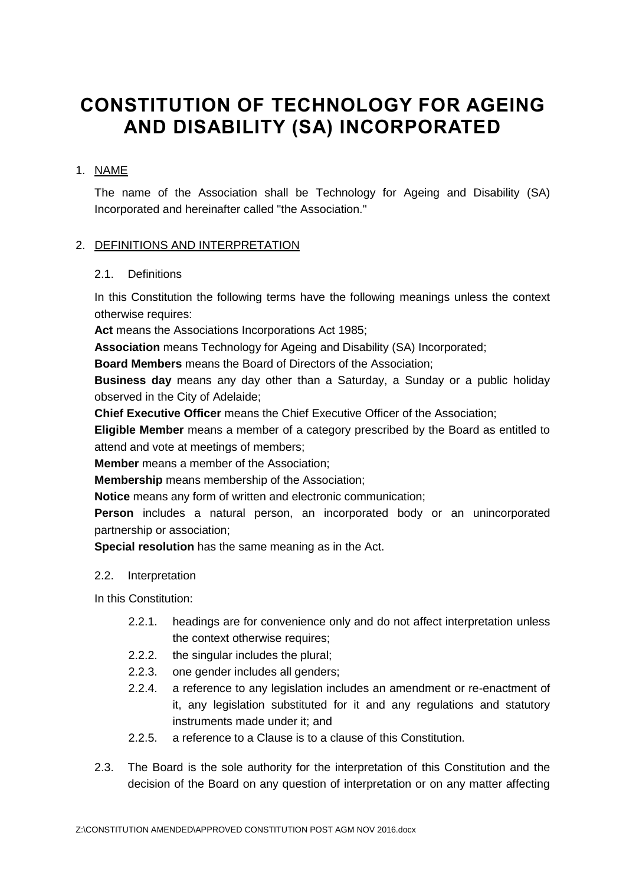# CONSTITUTION OF TECHNOLOGY FOR AGEING AND DISABILITY (SA) INCORPORATED

1. NAME

   The name of the Association shall be Technology for Ageing and Disability (SA) Incorporated and hereinafter called "the Association."

2. DEFINITIONS AND INTERPRETATION

   2.1. Definitions

   In this Constitution the following terms have the following meanings unless the context otherwise requires:

   **Act** means the Associations Incorporations Act 1985;

   **Association** means Technology for Ageing and Disability (SA) Incorporated;

   **Board Members** means the Board of Directors of the Association;

   **Business day** means any day other than a Saturday, a Sunday or a public holiday observed in the City of Adelaide;

   **Chief Executive Officer** means the Chief Executive Officer of the Association;

   **Eligible Member** means a member of a category prescribed by the Board as entitled to attend and vote at meetings of members;

   **Member** means a member of the Association;

   **Membership** means membership of the Association;

   **Notice** means any form of written and electronic communication;

   **Person** includes a natural person, an incorporated body or an unincorporated partnership or association;

   **Special resolution** has the same meaning as in the Act.

   2.2. Interpretation

   In this Constitution:

   2.2.1. headings are for convenience only and do not affect interpretation unless the context otherwise requires;

   2.2.2. the singular includes the plural;

   2.2.3. one gender includes all genders;

   2.2.4. a reference to any legislation includes an amendment or re-enactment of it, any legislation substituted for it and any regulations and statutory instruments made under it; and

   2.2.5. a reference to a Clause is to a clause of this Constitution.

   2.3. The Board is the sole authority for the interpretation of this Constitution and the decision of the Board on any question of interpretation or on any matter affecting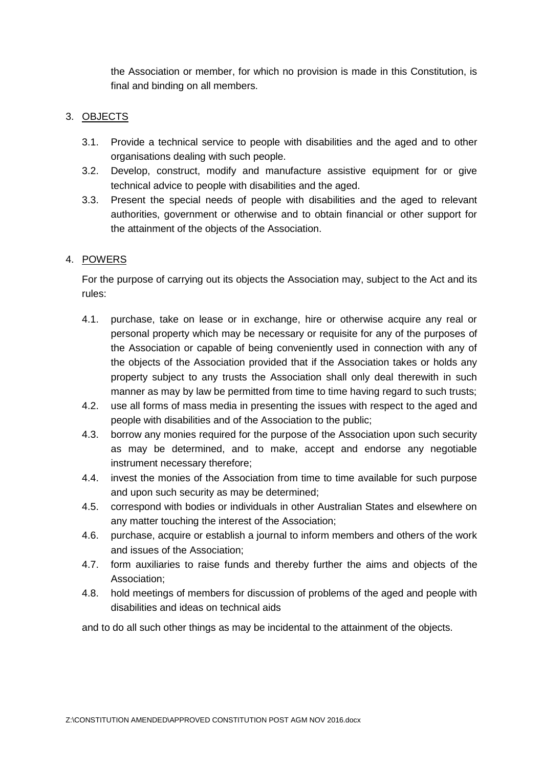the Association or member, for which no provision is made in this Constitution, is final and binding on all members.

3. <u>OBJECTS</u>

   3.1. Provide a technical service to people with disabilities and the aged and to other organisations dealing with such people.

   3.2. Develop, construct, modify and manufacture assistive equipment for or give technical advice to people with disabilities and the aged.

   3.3. Present the special needs of people with disabilities and the aged to relevant authorities, government or otherwise and to obtain financial or other support for the attainment of the objects of the Association.

4. <u>POWERS</u>

   For the purpose of carrying out its objects the Association may, subject to the Act and its rules:

   4.1. purchase, take on lease or in exchange, hire or otherwise acquire any real or personal property which may be necessary or requisite for any of the purposes of the Association or capable of being conveniently used in connection with any of the objects of the Association provided that if the Association takes or holds any property subject to any trusts the Association shall only deal therewith in such manner as may by law be permitted from time to time having regard to such trusts;

   4.2. use all forms of mass media in presenting the issues with respect to the aged and people with disabilities and of the Association to the public;

   4.3. borrow any monies required for the purpose of the Association upon such security as may be determined, and to make, accept and endorse any negotiable instrument necessary therefore;

   4.4. invest the monies of the Association from time to time available for such purpose and upon such security as may be determined;

   4.5. correspond with bodies or individuals in other Australian States and elsewhere on any matter touching the interest of the Association;

   4.6. purchase, acquire or establish a journal to inform members and others of the work and issues of the Association;

   4.7. form auxiliaries to raise funds and thereby further the aims and objects of the Association;

   4.8. hold meetings of members for discussion of problems of the aged and people with disabilities and ideas on technical aids

   and to do all such other things as may be incidental to the attainment of the objects.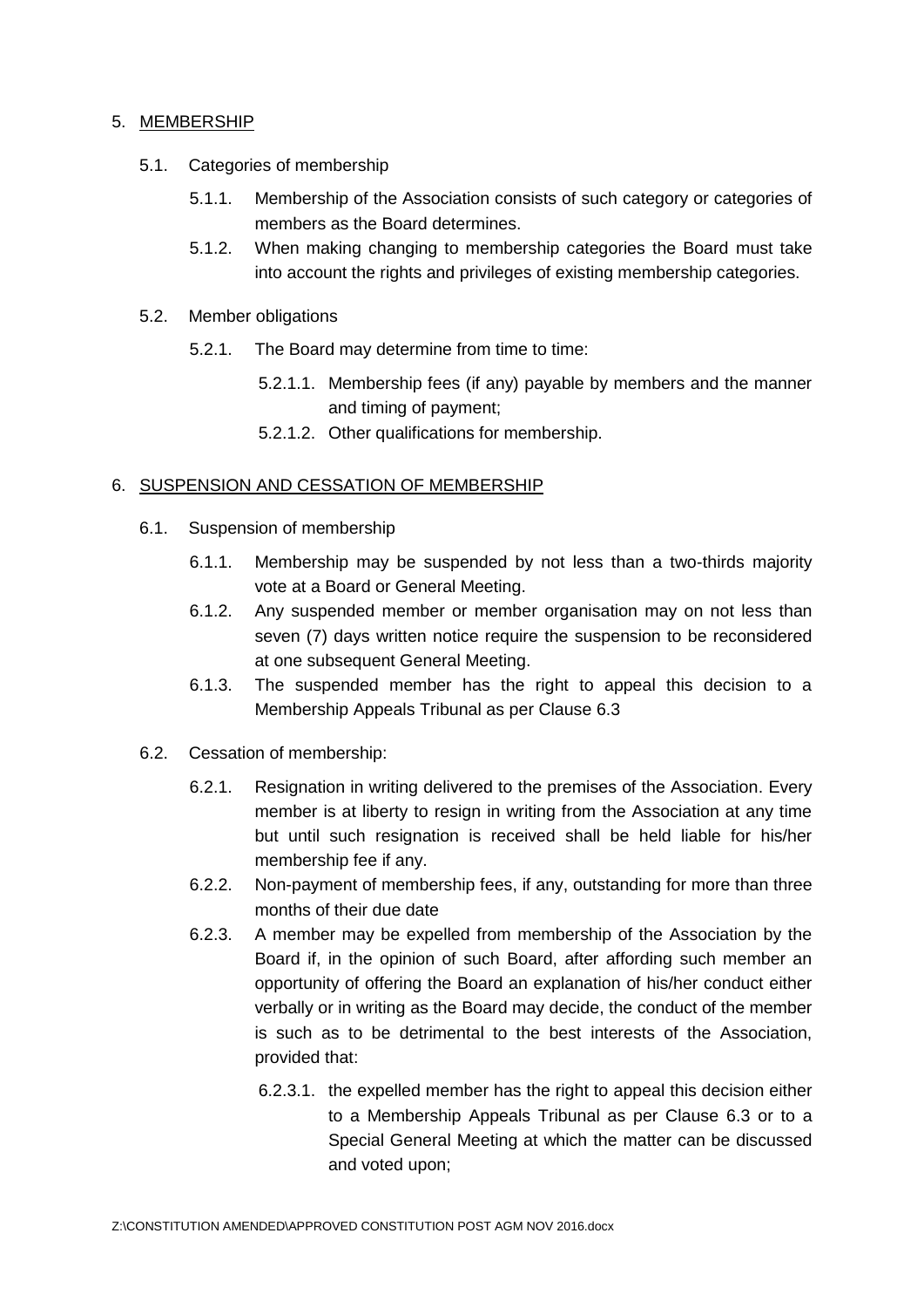## 5. <u>MEMBERSHIP</u>

### 5.1. Categories of membership

5.1.1. Membership of the Association consists of such category or categories of members as the Board determines.

5.1.2. When making changing to membership categories the Board must take into account the rights and privileges of existing membership categories.

### 5.2. Member obligations

5.2.1. The Board may determine from time to time:

5.2.1.1. Membership fees (if any) payable by members and the manner and timing of payment;

5.2.1.2. Other qualifications for membership.

## 6. <u>SUSPENSION AND CESSATION OF MEMBERSHIP</u>

### 6.1. Suspension of membership

6.1.1. Membership may be suspended by not less than a two-thirds majority vote at a Board or General Meeting.

6.1.2. Any suspended member or member organisation may on not less than seven (7) days written notice require the suspension to be reconsidered at one subsequent General Meeting.

6.1.3. The suspended member has the right to appeal this decision to a Membership Appeals Tribunal as per Clause 6.3

### 6.2. Cessation of membership:

6.2.1. Resignation in writing delivered to the premises of the Association. Every member is at liberty to resign in writing from the Association at any time but until such resignation is received shall be held liable for his/her membership fee if any.

6.2.2. Non-payment of membership fees, if any, outstanding for more than three months of their due date

6.2.3. A member may be expelled from membership of the Association by the Board if, in the opinion of such Board, after affording such member an opportunity of offering the Board an explanation of his/her conduct either verbally or in writing as the Board may decide, the conduct of the member is such as to be detrimental to the best interests of the Association, provided that:

6.2.3.1. the expelled member has the right to appeal this decision either to a Membership Appeals Tribunal as per Clause 6.3 or to a Special General Meeting at which the matter can be discussed and voted upon;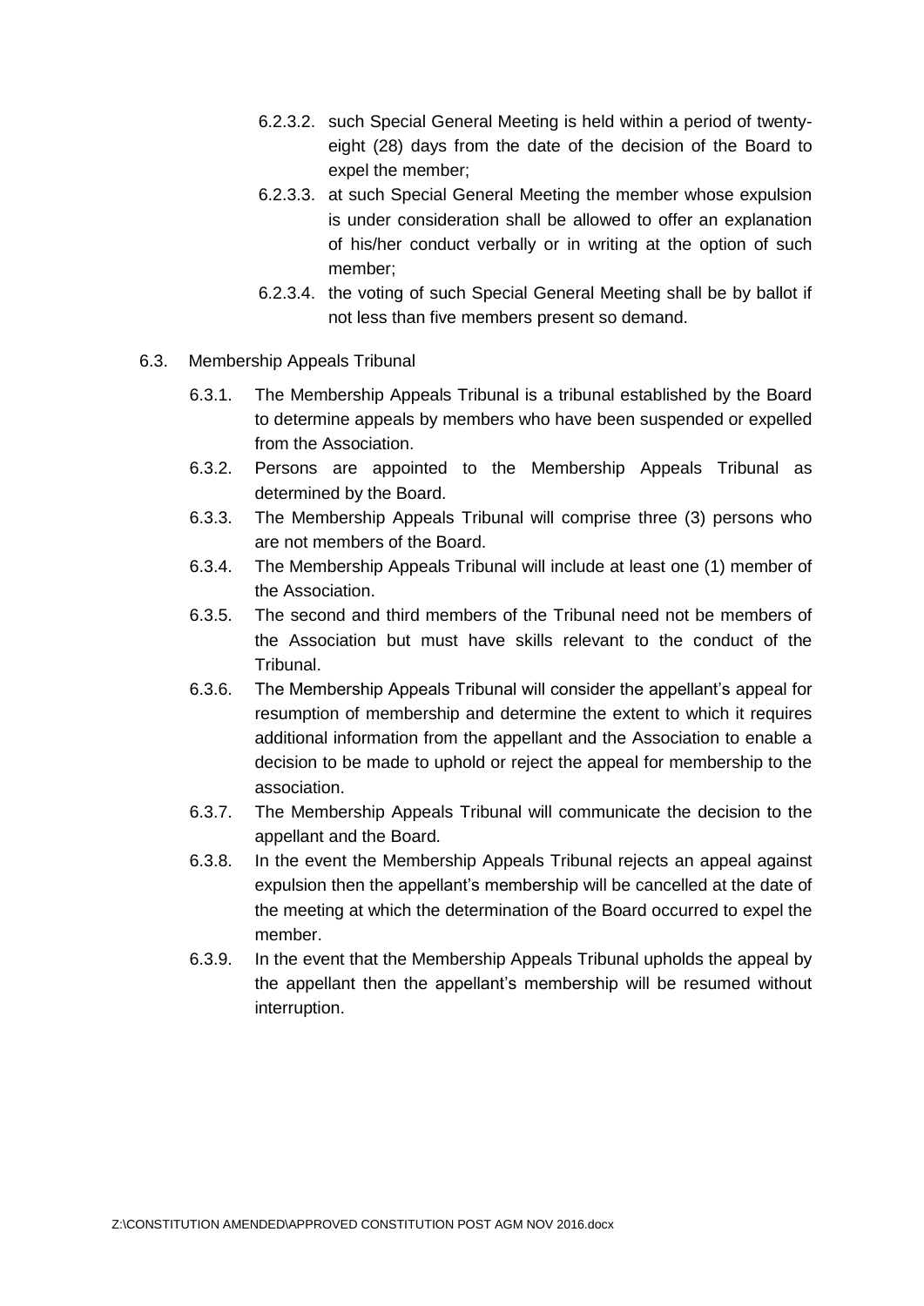6.2.3.2. such Special General Meeting is held within a period of twenty-eight (28) days from the date of the decision of the Board to expel the member;

6.2.3.3. at such Special General Meeting the member whose expulsion is under consideration shall be allowed to offer an explanation of his/her conduct verbally or in writing at the option of such member;

6.2.3.4. the voting of such Special General Meeting shall be by ballot if not less than five members present so demand.

6.3. Membership Appeals Tribunal

6.3.1. The Membership Appeals Tribunal is a tribunal established by the Board to determine appeals by members who have been suspended or expelled from the Association.

6.3.2. Persons are appointed to the Membership Appeals Tribunal as determined by the Board.

6.3.3. The Membership Appeals Tribunal will comprise three (3) persons who are not members of the Board.

6.3.4. The Membership Appeals Tribunal will include at least one (1) member of the Association.

6.3.5. The second and third members of the Tribunal need not be members of the Association but must have skills relevant to the conduct of the Tribunal.

6.3.6. The Membership Appeals Tribunal will consider the appellant's appeal for resumption of membership and determine the extent to which it requires additional information from the appellant and the Association to enable a decision to be made to uphold or reject the appeal for membership to the association.

6.3.7. The Membership Appeals Tribunal will communicate the decision to the appellant and the Board.

6.3.8. In the event the Membership Appeals Tribunal rejects an appeal against expulsion then the appellant's membership will be cancelled at the date of the meeting at which the determination of the Board occurred to expel the member.

6.3.9. In the event that the Membership Appeals Tribunal upholds the appeal by the appellant then the appellant's membership will be resumed without interruption.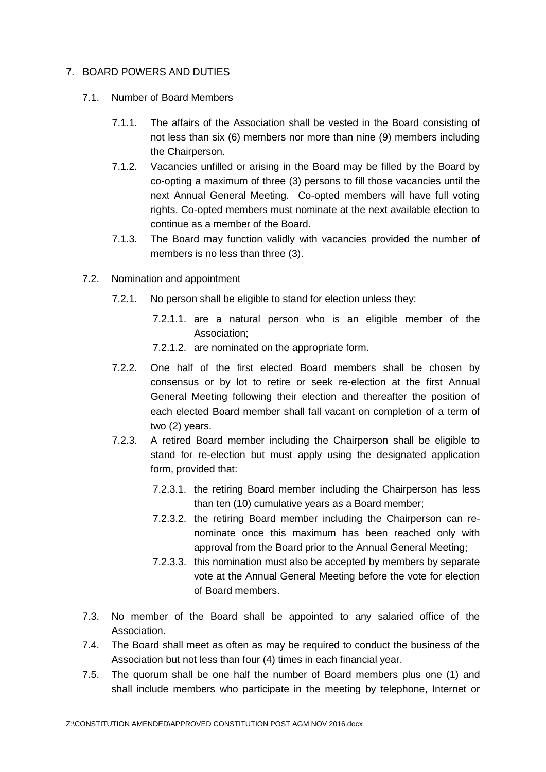## 7. BOARD POWERS AND DUTIES

7.1. Number of Board Members

7.1.1. The affairs of the Association shall be vested in the Board consisting of not less than six (6) members nor more than nine (9) members including the Chairperson.

7.1.2. Vacancies unfilled or arising in the Board may be filled by the Board by co-opting a maximum of three (3) persons to fill those vacancies until the next Annual General Meeting. Co-opted members will have full voting rights. Co-opted members must nominate at the next available election to continue as a member of the Board.

7.1.3. The Board may function validly with vacancies provided the number of members is no less than three (3).

7.2. Nomination and appointment

7.2.1. No person shall be eligible to stand for election unless they:

7.2.1.1. are a natural person who is an eligible member of the Association;

7.2.1.2. are nominated on the appropriate form.

7.2.2. One half of the first elected Board members shall be chosen by consensus or by lot to retire or seek re-election at the first Annual General Meeting following their election and thereafter the position of each elected Board member shall fall vacant on completion of a term of two (2) years.

7.2.3. A retired Board member including the Chairperson shall be eligible to stand for re-election but must apply using the designated application form, provided that:

7.2.3.1. the retiring Board member including the Chairperson has less than ten (10) cumulative years as a Board member;

7.2.3.2. the retiring Board member including the Chairperson can re-nominate once this maximum has been reached only with approval from the Board prior to the Annual General Meeting;

7.2.3.3. this nomination must also be accepted by members by separate vote at the Annual General Meeting before the vote for election of Board members.

7.3. No member of the Board shall be appointed to any salaried office of the Association.

7.4. The Board shall meet as often as may be required to conduct the business of the Association but not less than four (4) times in each financial year.

7.5. The quorum shall be one half the number of Board members plus one (1) and shall include members who participate in the meeting by telephone, Internet or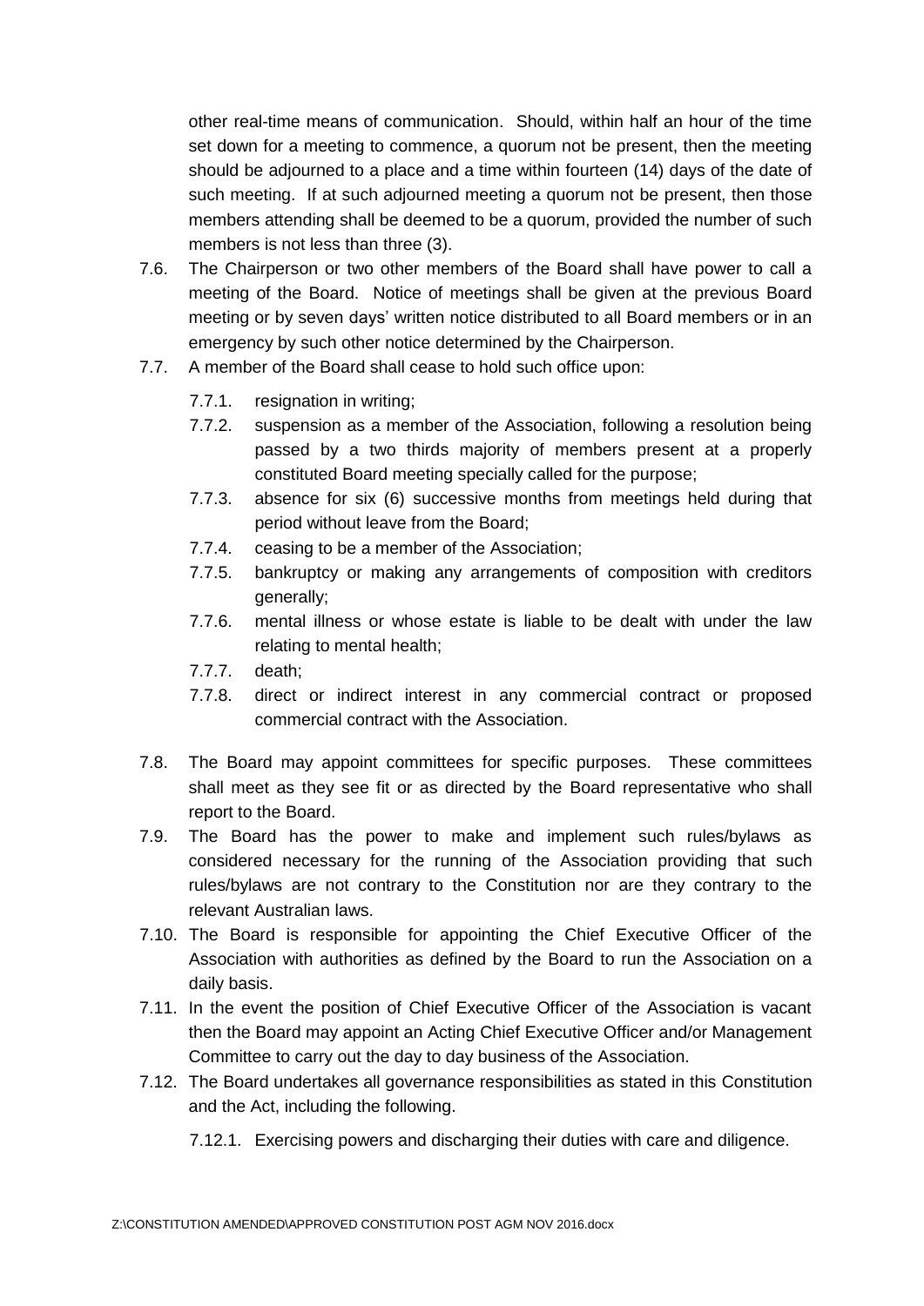other real-time means of communication. Should, within half an hour of the time set down for a meeting to commence, a quorum not be present, then the meeting should be adjourned to a place and a time within fourteen (14) days of the date of such meeting. If at such adjourned meeting a quorum not be present, then those members attending shall be deemed to be a quorum, provided the number of such members is not less than three (3).

7.6. The Chairperson or two other members of the Board shall have power to call a meeting of the Board. Notice of meetings shall be given at the previous Board meeting or by seven days' written notice distributed to all Board members or in an emergency by such other notice determined by the Chairperson.

7.7. A member of the Board shall cease to hold such office upon:

  7.7.1. resignation in writing;

  7.7.2. suspension as a member of the Association, following a resolution being passed by a two thirds majority of members present at a properly constituted Board meeting specially called for the purpose;

  7.7.3. absence for six (6) successive months from meetings held during that period without leave from the Board;

  7.7.4. ceasing to be a member of the Association;

  7.7.5. bankruptcy or making any arrangements of composition with creditors generally;

  7.7.6. mental illness or whose estate is liable to be dealt with under the law relating to mental health;

  7.7.7. death;

  7.7.8. direct or indirect interest in any commercial contract or proposed commercial contract with the Association.

7.8. The Board may appoint committees for specific purposes. These committees shall meet as they see fit or as directed by the Board representative who shall report to the Board.

7.9. The Board has the power to make and implement such rules/bylaws as considered necessary for the running of the Association providing that such rules/bylaws are not contrary to the Constitution nor are they contrary to the relevant Australian laws.

7.10. The Board is responsible for appointing the Chief Executive Officer of the Association with authorities as defined by the Board to run the Association on a daily basis.

7.11. In the event the position of Chief Executive Officer of the Association is vacant then the Board may appoint an Acting Chief Executive Officer and/or Management Committee to carry out the day to day business of the Association.

7.12. The Board undertakes all governance responsibilities as stated in this Constitution and the Act, including the following.

  7.12.1. Exercising powers and discharging their duties with care and diligence.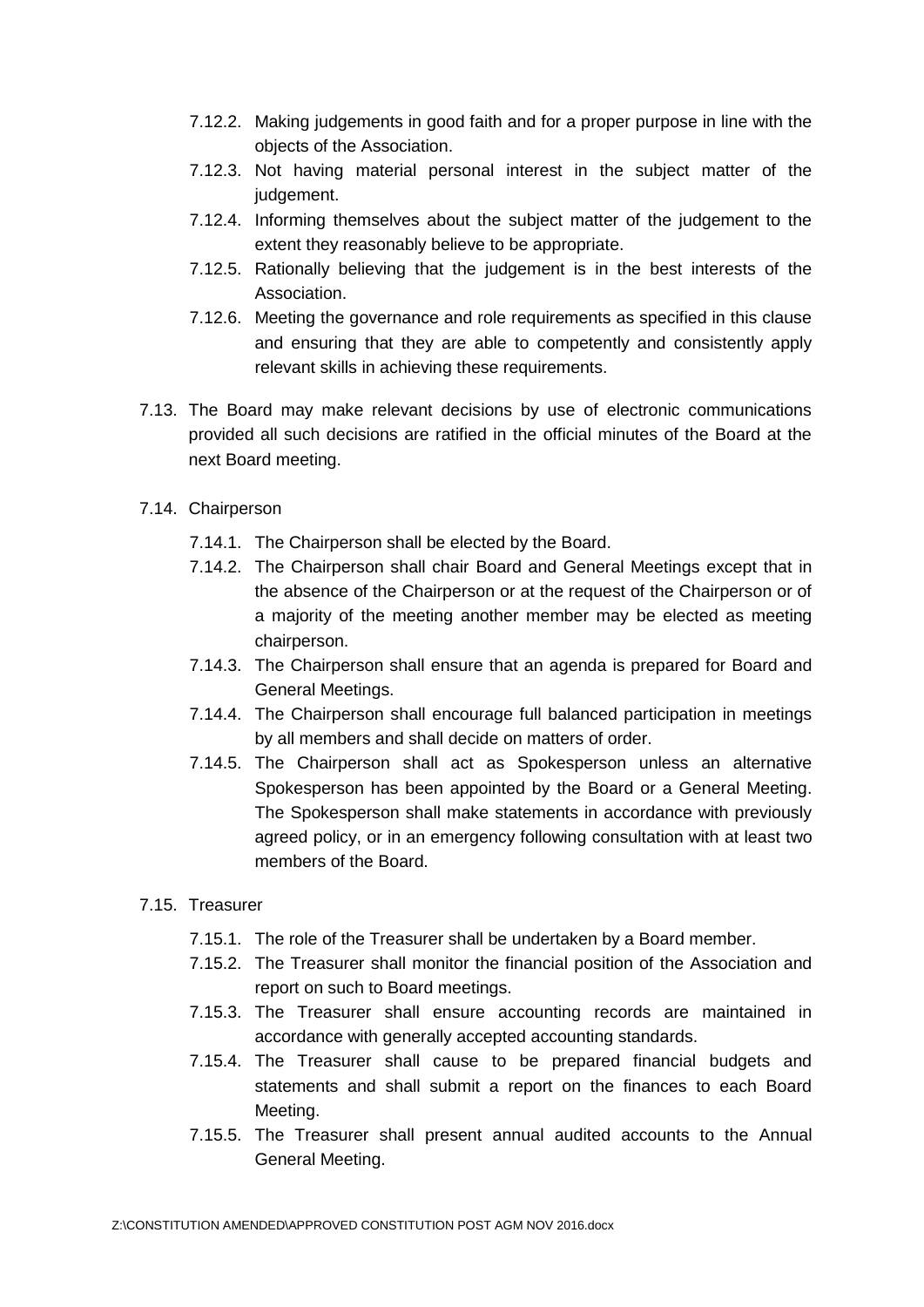7.12.2. Making judgements in good faith and for a proper purpose in line with the objects of the Association.

7.12.3. Not having material personal interest in the subject matter of the judgement.

7.12.4. Informing themselves about the subject matter of the judgement to the extent they reasonably believe to be appropriate.

7.12.5. Rationally believing that the judgement is in the best interests of the Association.

7.12.6. Meeting the governance and role requirements as specified in this clause and ensuring that they are able to competently and consistently apply relevant skills in achieving these requirements.

7.13. The Board may make relevant decisions by use of electronic communications provided all such decisions are ratified in the official minutes of the Board at the next Board meeting.

7.14. Chairperson

7.14.1. The Chairperson shall be elected by the Board.

7.14.2. The Chairperson shall chair Board and General Meetings except that in the absence of the Chairperson or at the request of the Chairperson or of a majority of the meeting another member may be elected as meeting chairperson.

7.14.3. The Chairperson shall ensure that an agenda is prepared for Board and General Meetings.

7.14.4. The Chairperson shall encourage full balanced participation in meetings by all members and shall decide on matters of order.

7.14.5. The Chairperson shall act as Spokesperson unless an alternative Spokesperson has been appointed by the Board or a General Meeting. The Spokesperson shall make statements in accordance with previously agreed policy, or in an emergency following consultation with at least two members of the Board.

7.15. Treasurer

7.15.1. The role of the Treasurer shall be undertaken by a Board member.

7.15.2. The Treasurer shall monitor the financial position of the Association and report on such to Board meetings.

7.15.3. The Treasurer shall ensure accounting records are maintained in accordance with generally accepted accounting standards.

7.15.4. The Treasurer shall cause to be prepared financial budgets and statements and shall submit a report on the finances to each Board Meeting.

7.15.5. The Treasurer shall present annual audited accounts to the Annual General Meeting.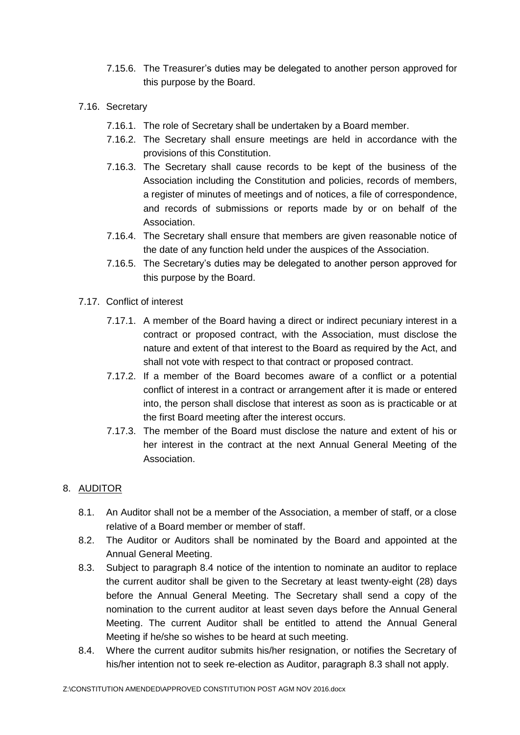7.15.6. The Treasurer's duties may be delegated to another person approved for this purpose by the Board.

7.16. Secretary

7.16.1. The role of Secretary shall be undertaken by a Board member.

7.16.2. The Secretary shall ensure meetings are held in accordance with the provisions of this Constitution.

7.16.3. The Secretary shall cause records to be kept of the business of the Association including the Constitution and policies, records of members, a register of minutes of meetings and of notices, a file of correspondence, and records of submissions or reports made by or on behalf of the Association.

7.16.4. The Secretary shall ensure that members are given reasonable notice of the date of any function held under the auspices of the Association.

7.16.5. The Secretary's duties may be delegated to another person approved for this purpose by the Board.

7.17. Conflict of interest

7.17.1. A member of the Board having a direct or indirect pecuniary interest in a contract or proposed contract, with the Association, must disclose the nature and extent of that interest to the Board as required by the Act, and shall not vote with respect to that contract or proposed contract.

7.17.2. If a member of the Board becomes aware of a conflict or a potential conflict of interest in a contract or arrangement after it is made or entered into, the person shall disclose that interest as soon as is practicable or at the first Board meeting after the interest occurs.

7.17.3. The member of the Board must disclose the nature and extent of his or her interest in the contract at the next Annual General Meeting of the Association.

## 8. AUDITOR

8.1. An Auditor shall not be a member of the Association, a member of staff, or a close relative of a Board member or member of staff.

8.2. The Auditor or Auditors shall be nominated by the Board and appointed at the Annual General Meeting.

8.3. Subject to paragraph 8.4 notice of the intention to nominate an auditor to replace the current auditor shall be given to the Secretary at least twenty-eight (28) days before the Annual General Meeting. The Secretary shall send a copy of the nomination to the current auditor at least seven days before the Annual General Meeting. The current Auditor shall be entitled to attend the Annual General Meeting if he/she so wishes to be heard at such meeting.

8.4. Where the current auditor submits his/her resignation, or notifies the Secretary of his/her intention not to seek re-election as Auditor, paragraph 8.3 shall not apply.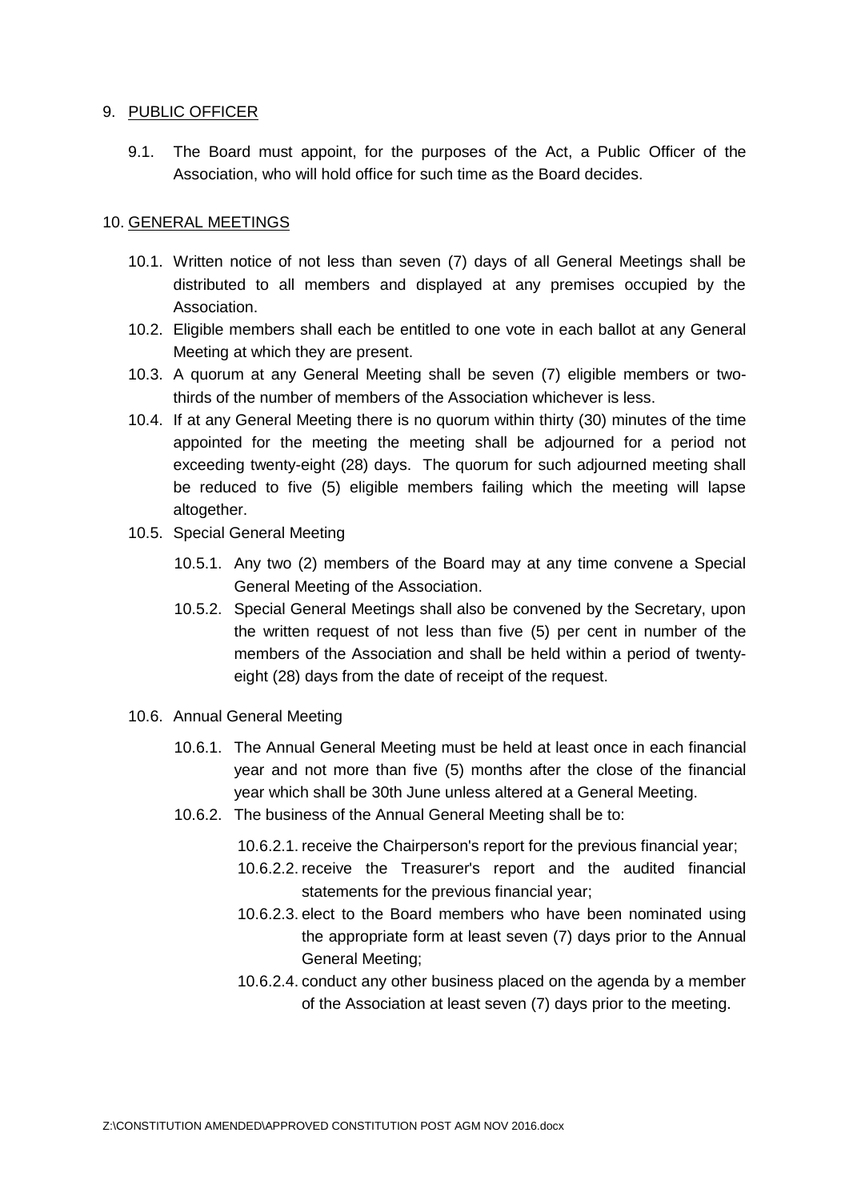## 9. PUBLIC OFFICER

9.1. The Board must appoint, for the purposes of the Act, a Public Officer of the Association, who will hold office for such time as the Board decides.

## 10. GENERAL MEETINGS

10.1. Written notice of not less than seven (7) days of all General Meetings shall be distributed to all members and displayed at any premises occupied by the Association.

10.2. Eligible members shall each be entitled to one vote in each ballot at any General Meeting at which they are present.

10.3. A quorum at any General Meeting shall be seven (7) eligible members or two-thirds of the number of members of the Association whichever is less.

10.4. If at any General Meeting there is no quorum within thirty (30) minutes of the time appointed for the meeting the meeting shall be adjourned for a period not exceeding twenty-eight (28) days. The quorum for such adjourned meeting shall be reduced to five (5) eligible members failing which the meeting will lapse altogether.

10.5. Special General Meeting

10.5.1. Any two (2) members of the Board may at any time convene a Special General Meeting of the Association.

10.5.2. Special General Meetings shall also be convened by the Secretary, upon the written request of not less than five (5) per cent in number of the members of the Association and shall be held within a period of twenty-eight (28) days from the date of receipt of the request.

10.6. Annual General Meeting

10.6.1. The Annual General Meeting must be held at least once in each financial year and not more than five (5) months after the close of the financial year which shall be 30th June unless altered at a General Meeting.

10.6.2. The business of the Annual General Meeting shall be to:

10.6.2.1. receive the Chairperson's report for the previous financial year;

10.6.2.2. receive the Treasurer's report and the audited financial statements for the previous financial year;

10.6.2.3. elect to the Board members who have been nominated using the appropriate form at least seven (7) days prior to the Annual General Meeting;

10.6.2.4. conduct any other business placed on the agenda by a member of the Association at least seven (7) days prior to the meeting.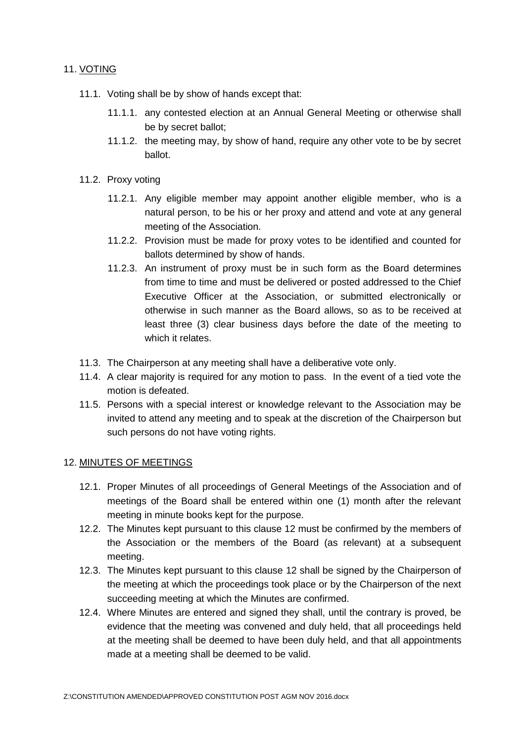## 11. <u>VOTING</u>

11.1. Voting shall be by show of hands except that:

11.1.1. any contested election at an Annual General Meeting or otherwise shall be by secret ballot;

11.1.2. the meeting may, by show of hand, require any other vote to be by secret ballot.

11.2. Proxy voting

11.2.1. Any eligible member may appoint another eligible member, who is a natural person, to be his or her proxy and attend and vote at any general meeting of the Association.

11.2.2. Provision must be made for proxy votes to be identified and counted for ballots determined by show of hands.

11.2.3. An instrument of proxy must be in such form as the Board determines from time to time and must be delivered or posted addressed to the Chief Executive Officer at the Association, or submitted electronically or otherwise in such manner as the Board allows, so as to be received at least three (3) clear business days before the date of the meeting to which it relates.

11.3. The Chairperson at any meeting shall have a deliberative vote only.

11.4. A clear majority is required for any motion to pass. In the event of a tied vote the motion is defeated.

11.5. Persons with a special interest or knowledge relevant to the Association may be invited to attend any meeting and to speak at the discretion of the Chairperson but such persons do not have voting rights.

## 12. <u>MINUTES OF MEETINGS</u>

12.1. Proper Minutes of all proceedings of General Meetings of the Association and of meetings of the Board shall be entered within one (1) month after the relevant meeting in minute books kept for the purpose.

12.2. The Minutes kept pursuant to this clause 12 must be confirmed by the members of the Association or the members of the Board (as relevant) at a subsequent meeting.

12.3. The Minutes kept pursuant to this clause 12 shall be signed by the Chairperson of the meeting at which the proceedings took place or by the Chairperson of the next succeeding meeting at which the Minutes are confirmed.

12.4. Where Minutes are entered and signed they shall, until the contrary is proved, be evidence that the meeting was convened and duly held, that all proceedings held at the meeting shall be deemed to have been duly held, and that all appointments made at a meeting shall be deemed to be valid.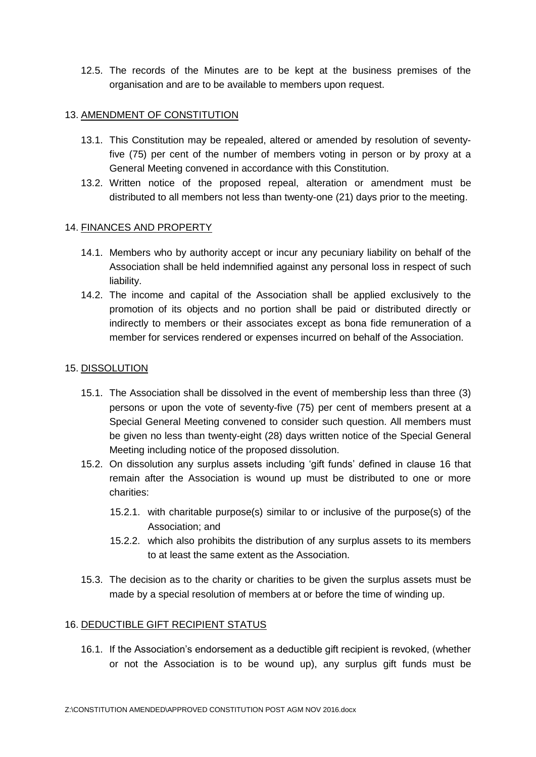12.5. The records of the Minutes are to be kept at the business premises of the organisation and are to be available to members upon request.

## 13. AMENDMENT OF CONSTITUTION

13.1. This Constitution may be repealed, altered or amended by resolution of seventy-five (75) per cent of the number of members voting in person or by proxy at a General Meeting convened in accordance with this Constitution.

13.2. Written notice of the proposed repeal, alteration or amendment must be distributed to all members not less than twenty-one (21) days prior to the meeting.

## 14. FINANCES AND PROPERTY

14.1. Members who by authority accept or incur any pecuniary liability on behalf of the Association shall be held indemnified against any personal loss in respect of such liability.

14.2. The income and capital of the Association shall be applied exclusively to the promotion of its objects and no portion shall be paid or distributed directly or indirectly to members or their associates except as bona fide remuneration of a member for services rendered or expenses incurred on behalf of the Association.

## 15. DISSOLUTION

15.1. The Association shall be dissolved in the event of membership less than three (3) persons or upon the vote of seventy-five (75) per cent of members present at a Special General Meeting convened to consider such question. All members must be given no less than twenty-eight (28) days written notice of the Special General Meeting including notice of the proposed dissolution.

15.2. On dissolution any surplus assets including 'gift funds' defined in clause 16 that remain after the Association is wound up must be distributed to one or more charities:

- 15.2.1. with charitable purpose(s) similar to or inclusive of the purpose(s) of the Association; and
- 15.2.2. which also prohibits the distribution of any surplus assets to its members to at least the same extent as the Association.

15.3. The decision as to the charity or charities to be given the surplus assets must be made by a special resolution of members at or before the time of winding up.

## 16. DEDUCTIBLE GIFT RECIPIENT STATUS

16.1. If the Association's endorsement as a deductible gift recipient is revoked, (whether or not the Association is to be wound up), any surplus gift funds must be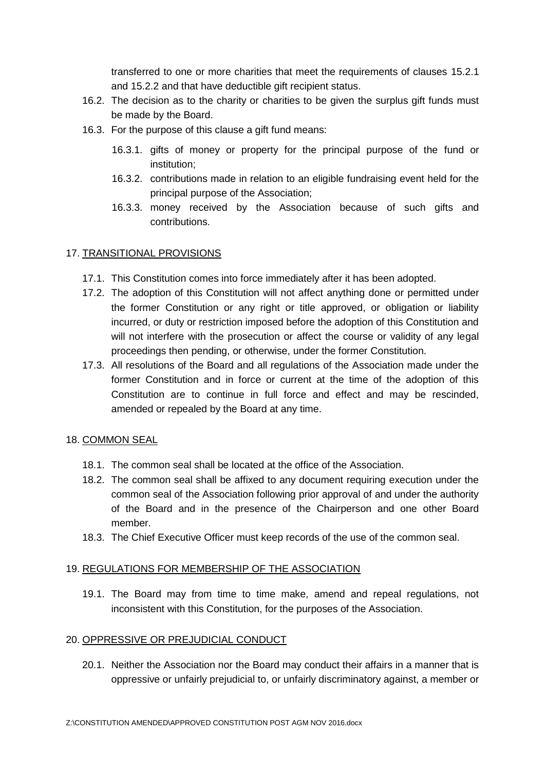transferred to one or more charities that meet the requirements of clauses 15.2.1 and 15.2.2 and that have deductible gift recipient status.

16.2. The decision as to the charity or charities to be given the surplus gift funds must be made by the Board.

16.3. For the purpose of this clause a gift fund means:

16.3.1. gifts of money or property for the principal purpose of the fund or institution;

16.3.2. contributions made in relation to an eligible fundraising event held for the principal purpose of the Association;

16.3.3. money received by the Association because of such gifts and contributions.

## 17. TRANSITIONAL PROVISIONS

17.1. This Constitution comes into force immediately after it has been adopted.

17.2. The adoption of this Constitution will not affect anything done or permitted under the former Constitution or any right or title approved, or obligation or liability incurred, or duty or restriction imposed before the adoption of this Constitution and will not interfere with the prosecution or affect the course or validity of any legal proceedings then pending, or otherwise, under the former Constitution.

17.3. All resolutions of the Board and all regulations of the Association made under the former Constitution and in force or current at the time of the adoption of this Constitution are to continue in full force and effect and may be rescinded, amended or repealed by the Board at any time.

## 18. COMMON SEAL

18.1. The common seal shall be located at the office of the Association.

18.2. The common seal shall be affixed to any document requiring execution under the common seal of the Association following prior approval of and under the authority of the Board and in the presence of the Chairperson and one other Board member.

18.3. The Chief Executive Officer must keep records of the use of the common seal.

## 19. REGULATIONS FOR MEMBERSHIP OF THE ASSOCIATION

19.1. The Board may from time to time make, amend and repeal regulations, not inconsistent with this Constitution, for the purposes of the Association.

## 20. OPPRESSIVE OR PREJUDICIAL CONDUCT

20.1. Neither the Association nor the Board may conduct their affairs in a manner that is oppressive or unfairly prejudicial to, or unfairly discriminatory against, a member or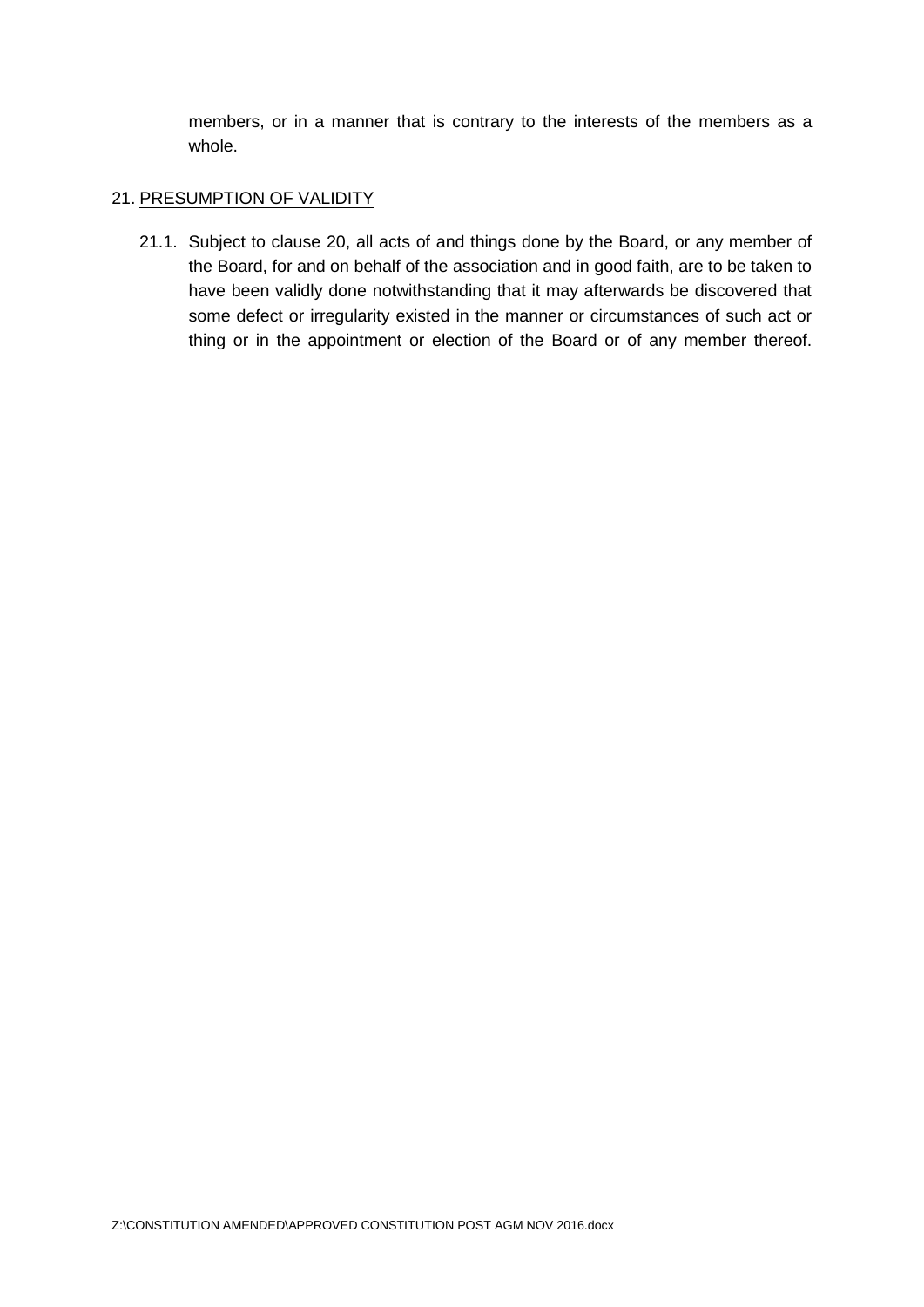members, or in a manner that is contrary to the interests of the members as a whole.

## 21. PRESUMPTION OF VALIDITY

21.1. Subject to clause 20, all acts of and things done by the Board, or any member of the Board, for and on behalf of the association and in good faith, are to be taken to have been validly done notwithstanding that it may afterwards be discovered that some defect or irregularity existed in the manner or circumstances of such act or thing or in the appointment or election of the Board or of any member thereof.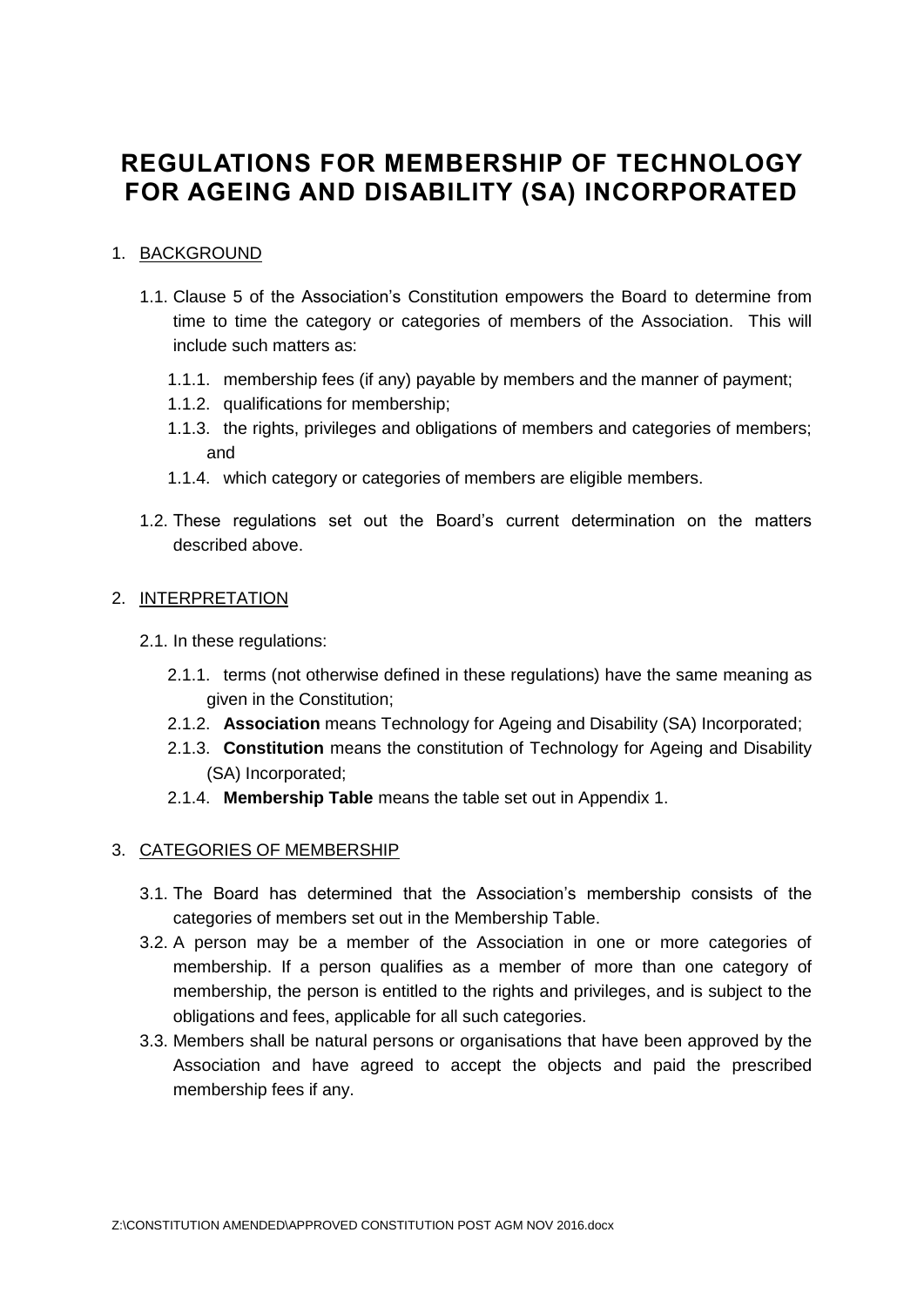# REGULATIONS FOR MEMBERSHIP OF TECHNOLOGY FOR AGEING AND DISABILITY (SA) INCORPORATED

1. BACKGROUND

   1.1. Clause 5 of the Association's Constitution empowers the Board to determine from time to time the category or categories of members of the Association. This will include such matters as:

      1.1.1. membership fees (if any) payable by members and the manner of payment;

      1.1.2. qualifications for membership;

      1.1.3. the rights, privileges and obligations of members and categories of members; and

      1.1.4. which category or categories of members are eligible members.

   1.2. These regulations set out the Board's current determination on the matters described above.

2. INTERPRETATION

   2.1. In these regulations:

      2.1.1. terms (not otherwise defined in these regulations) have the same meaning as given in the Constitution;

      2.1.2. **Association** means Technology for Ageing and Disability (SA) Incorporated;

      2.1.3. **Constitution** means the constitution of Technology for Ageing and Disability (SA) Incorporated;

      2.1.4. **Membership Table** means the table set out in Appendix 1.

3. CATEGORIES OF MEMBERSHIP

   3.1. The Board has determined that the Association's membership consists of the categories of members set out in the Membership Table.

   3.2. A person may be a member of the Association in one or more categories of membership. If a person qualifies as a member of more than one category of membership, the person is entitled to the rights and privileges, and is subject to the obligations and fees, applicable for all such categories.

   3.3. Members shall be natural persons or organisations that have been approved by the Association and have agreed to accept the objects and paid the prescribed membership fees if any.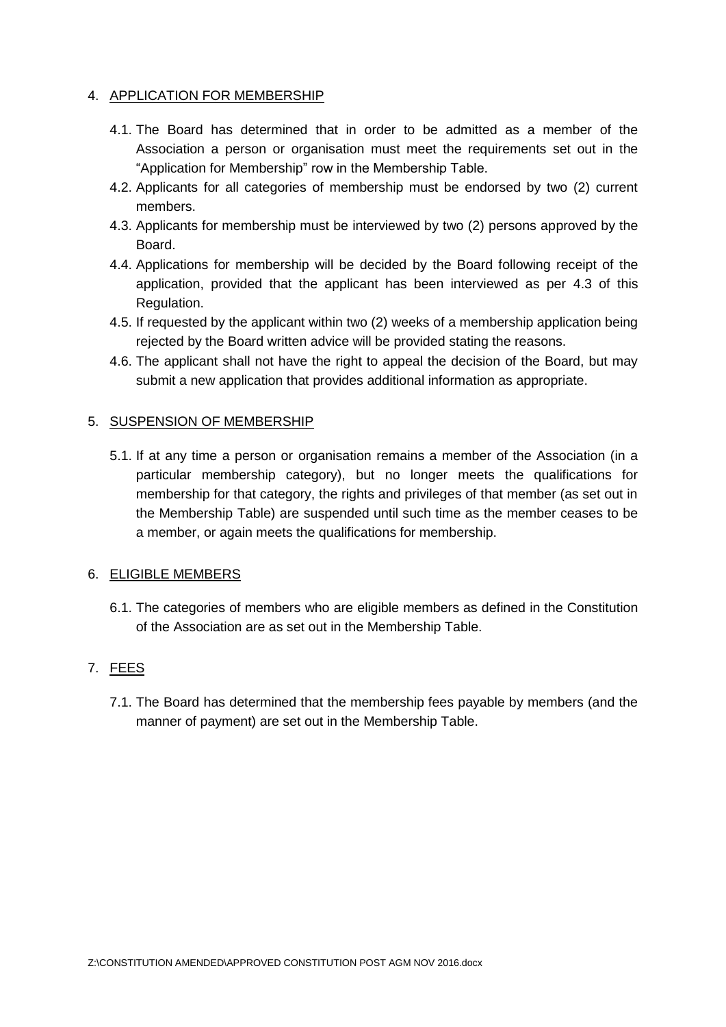## 4. <u>APPLICATION FOR MEMBERSHIP</u>

4.1. The Board has determined that in order to be admitted as a member of the Association a person or organisation must meet the requirements set out in the "Application for Membership" row in the Membership Table.

4.2. Applicants for all categories of membership must be endorsed by two (2) current members.

4.3. Applicants for membership must be interviewed by two (2) persons approved by the Board.

4.4. Applications for membership will be decided by the Board following receipt of the application, provided that the applicant has been interviewed as per 4.3 of this Regulation.

4.5. If requested by the applicant within two (2) weeks of a membership application being rejected by the Board written advice will be provided stating the reasons.

4.6. The applicant shall not have the right to appeal the decision of the Board, but may submit a new application that provides additional information as appropriate.

## 5. <u>SUSPENSION OF MEMBERSHIP</u>

5.1. If at any time a person or organisation remains a member of the Association (in a particular membership category), but no longer meets the qualifications for membership for that category, the rights and privileges of that member (as set out in the Membership Table) are suspended until such time as the member ceases to be a member, or again meets the qualifications for membership.

## 6. <u>ELIGIBLE MEMBERS</u>

6.1. The categories of members who are eligible members as defined in the Constitution of the Association are as set out in the Membership Table.

## 7. <u>FEES</u>

7.1. The Board has determined that the membership fees payable by members (and the manner of payment) are set out in the Membership Table.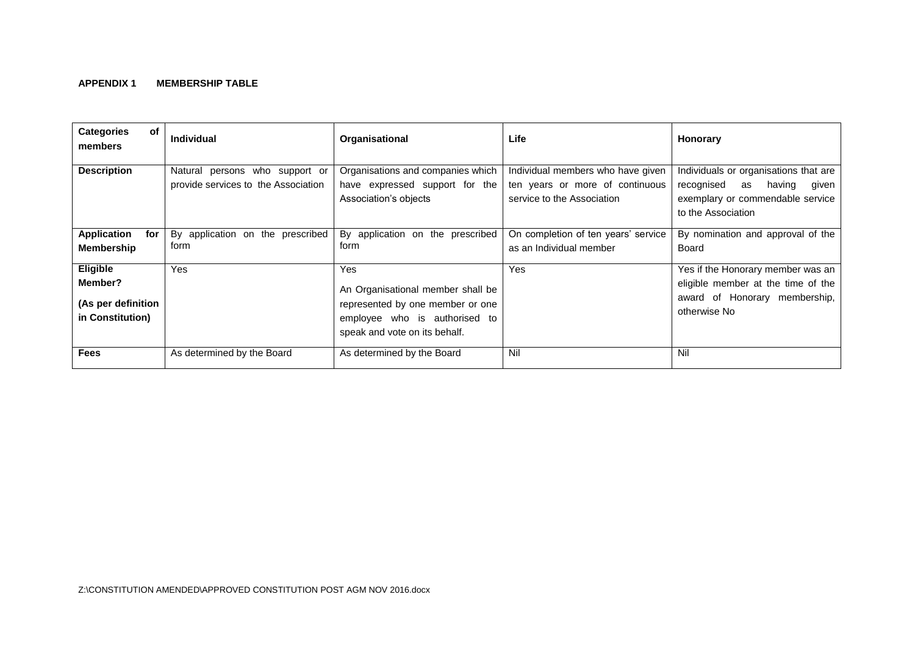**APPENDIX 1 MEMBERSHIP TABLE**

| **Categories of members** | **Individual** | **Organisational** | **Life** | **Honorary** |
|---|---|---|---|---|
| **Description** | Natural persons who support or provide services to the Association | Organisations and companies which have expressed support for the Association's objects | Individual members who have given ten years or more of continuous service to the Association | Individuals or organisations that are recognised as having given exemplary or commendable service to the Association |
| **Application for Membership** | By application on the prescribed form | By application on the prescribed form | On completion of ten years' service as an Individual member | By nomination and approval of the Board |
| **Eligible Member? (As per definition in Constitution)** | Yes | Yes<br>An Organisational member shall be represented by one member or one employee who is authorised to speak and vote on its behalf. | Yes | Yes if the Honorary member was an eligible member at the time of the award of Honorary membership, otherwise No |
| **Fees** | As determined by the Board | As determined by the Board | Nil | Nil |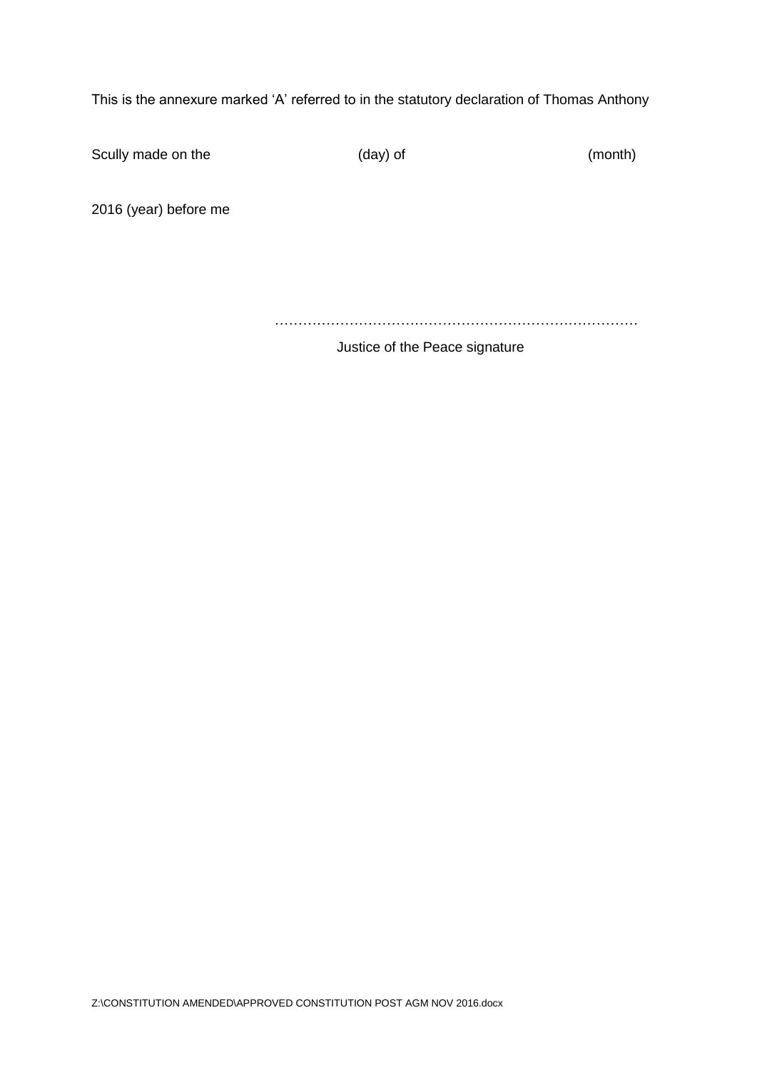This is the annexure marked ‘A’ referred to in the statutory declaration of Thomas Anthony

Scully made on the (day) of (month)

2016 (year) before me

……………………………………………………………………

Justice of the Peace signature

Z:\CONSTITUTION AMENDED\APPROVED CONSTITUTION POST AGM NOV 2016.docx